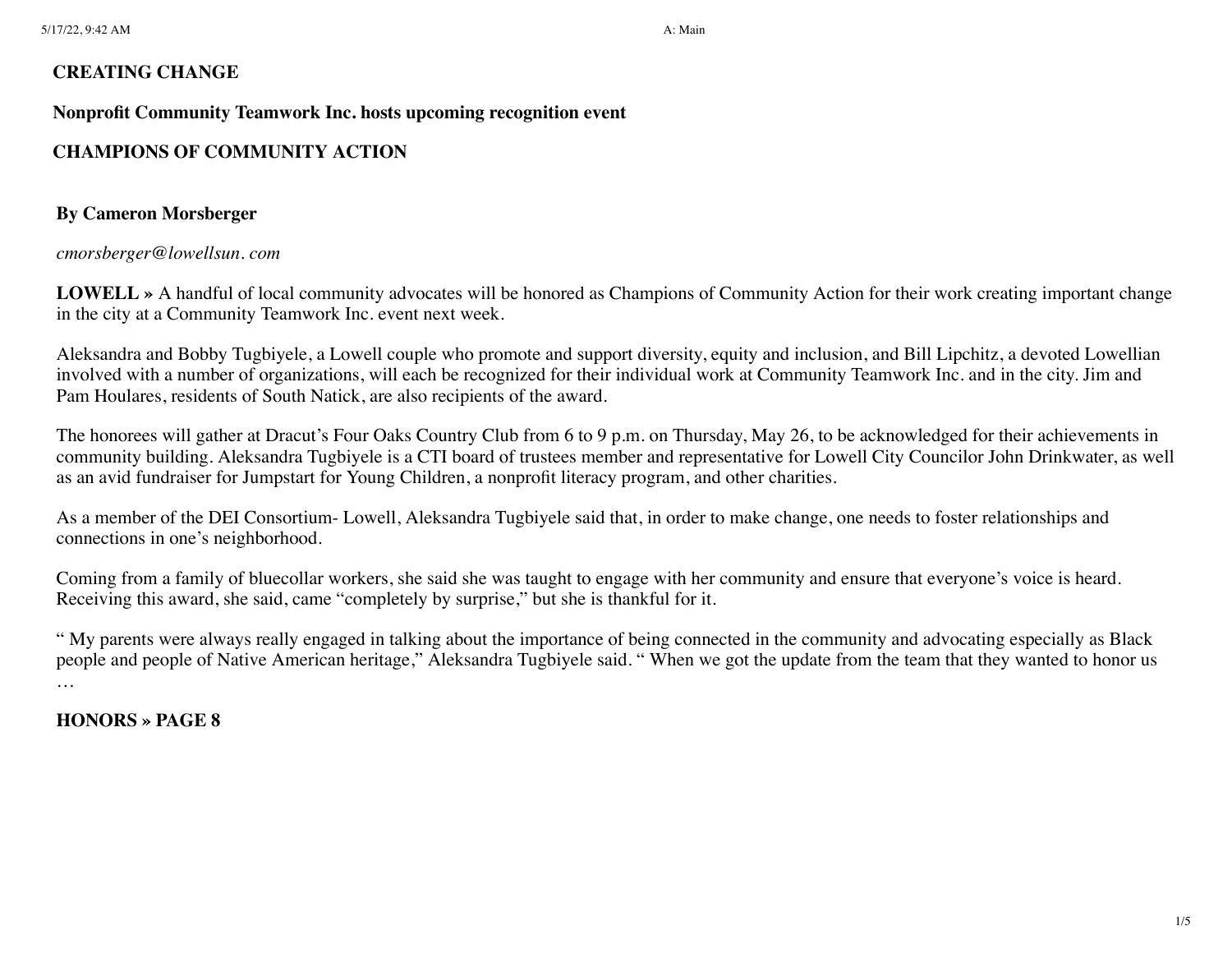**CREATING CHANGE**

**Nonprofit Community Teamwork Inc. hosts upcoming recognition event**

**CHAMPIONS OF COMMUNITY ACTION**

**By Cameron Morsberger**

*cmorsberger@lowellsun. com*

**LOWELL »** A handful of local community advocates will be honored as Champions of Community Action for their work creating important change in the city at a Community Teamwork Inc. event next week.

Aleksandra and Bobby Tugbiyele, a Lowell couple who promote and support diversity, equity and inclusion, and Bill Lipchitz, a devoted Lowellian involved with a number of organizations, will each be recognized for their individual work at Community Teamwork Inc. and in the city. Jim and Pam Houlares, residents of South Natick, are also recipients of the award.

The honorees will gather at Dracut's Four Oaks Country Club from 6 to 9 p.m. on Thursday, May 26, to be acknowledged for their achievements in community building. Aleksandra Tugbiyele is a CTI board of trustees member and representative for Lowell City Councilor John Drinkwater, as well as an avid fundraiser for Jumpstart for Young Children, a nonprofit literacy program, and other charities.

As a member of the DEI Consortium- Lowell, Aleksandra Tugbiyele said that, in order to make change, one needs to foster relationships and connections in one's neighborhood.

Coming from a family of bluecollar workers, she said she was taught to engage with her community and ensure that everyone's voice is heard. Receiving this award, she said, came "completely by surprise," but she is thankful for it.

" My parents were always really engaged in talking about the importance of being connected in the community and advocating especially as Black people and people of Native American heritage," Aleksandra Tugbiyele said. " When we got the update from the team that they wanted to honor us …

**HONORS » PAGE 8**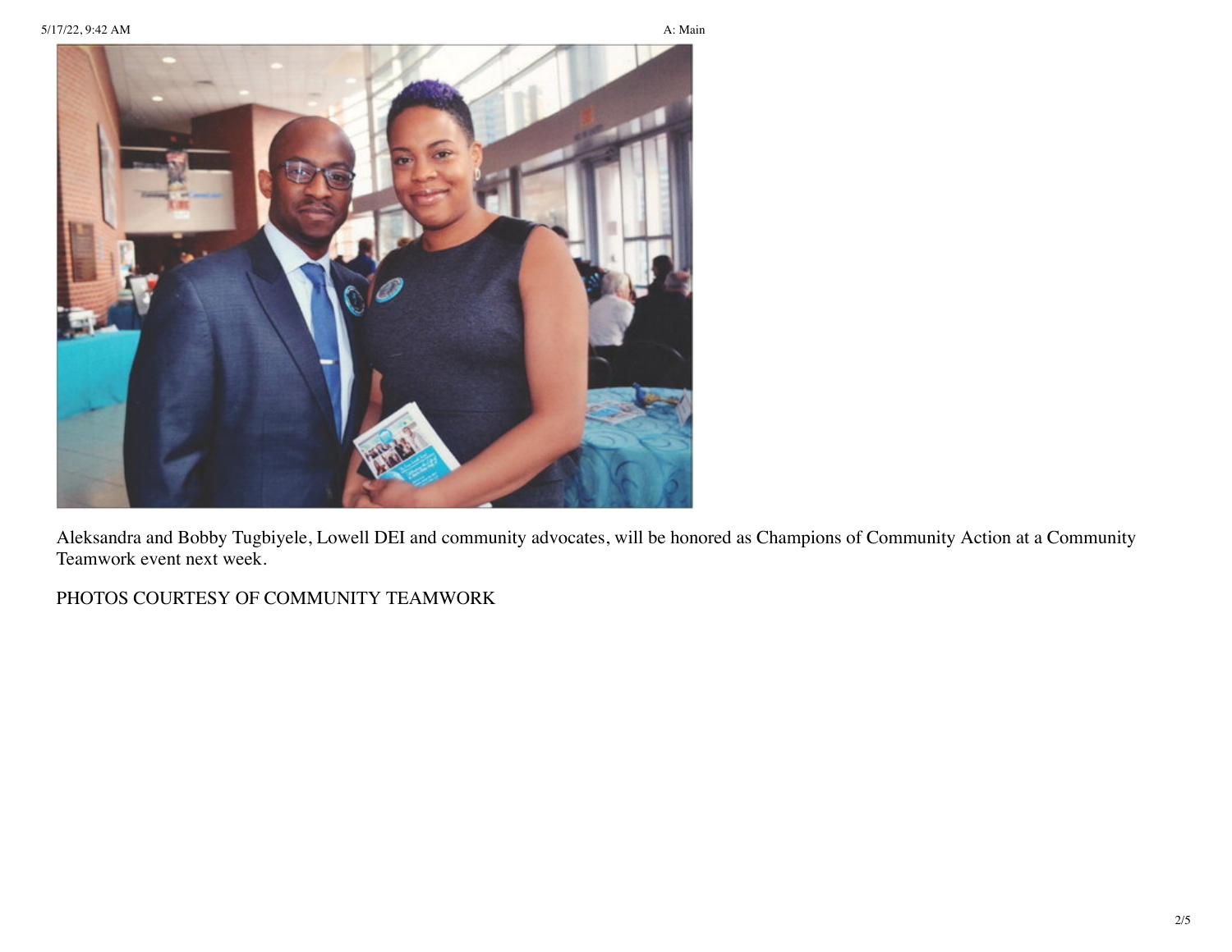Aleksandra and Bobby Tugbiyele, Lowell DEI and community advocates, will be honored as Champions of Community Action at a Community Teamwork event next week.

PHOTOS COURTESY OF COMMUNITY TEAMWORK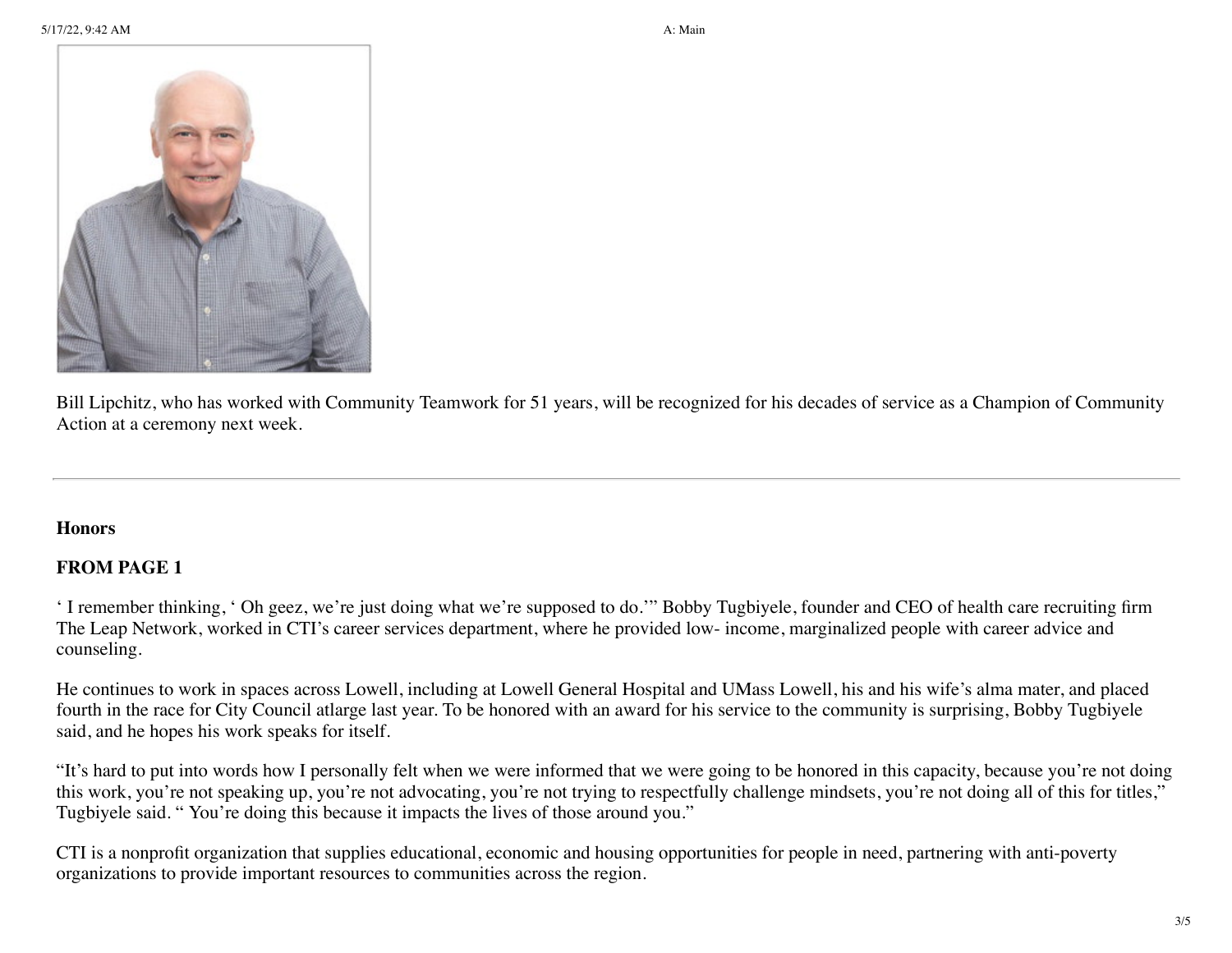Bill Lipchitz, who has worked with Community Teamwork for 51 years, will be recognized for his decades of service as a Champion of Community Action at a ceremony next week.

---

**Honors**

**FROM PAGE 1**

‘ I remember thinking, ‘ Oh geez, we’re just doing what we’re supposed to do.’” Bobby Tugbiyele, founder and CEO of health care recruiting firm The Leap Network, worked in CTI’s career services department, where he provided low- income, marginalized people with career advice and counseling.

He continues to work in spaces across Lowell, including at Lowell General Hospital and UMass Lowell, his and his wife’s alma mater, and placed fourth in the race for City Council atlarge last year. To be honored with an award for his service to the community is surprising, Bobby Tugbiyele said, and he hopes his work speaks for itself.

“It’s hard to put into words how I personally felt when we were informed that we were going to be honored in this capacity, because you’re not doing this work, you’re not speaking up, you’re not advocating, you’re not trying to respectfully challenge mindsets, you’re not doing all of this for titles,” Tugbiyele said. “ You’re doing this because it impacts the lives of those around you.”

CTI is a nonprofit organization that supplies educational, economic and housing opportunities for people in need, partnering with anti-poverty organizations to provide important resources to communities across the region.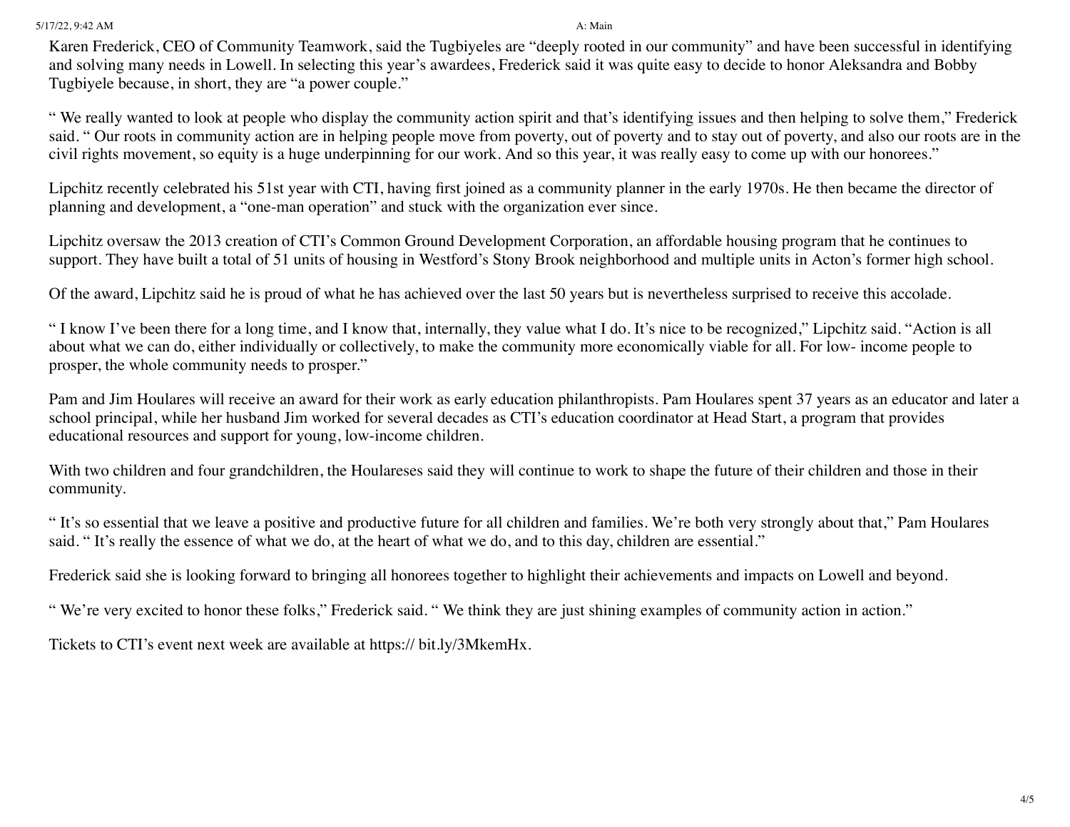Karen Frederick, CEO of Community Teamwork, said the Tugbiyeles are "deeply rooted in our community" and have been successful in identifying and solving many needs in Lowell. In selecting this year's awardees, Frederick said it was quite easy to decide to honor Aleksandra and Bobby Tugbiyele because, in short, they are "a power couple."

" We really wanted to look at people who display the community action spirit and that's identifying issues and then helping to solve them," Frederick said. " Our roots in community action are in helping people move from poverty, out of poverty and to stay out of poverty, and also our roots are in the civil rights movement, so equity is a huge underpinning for our work. And so this year, it was really easy to come up with our honorees."

Lipchitz recently celebrated his 51st year with CTI, having first joined as a community planner in the early 1970s. He then became the director of planning and development, a "one-man operation" and stuck with the organization ever since.

Lipchitz oversaw the 2013 creation of CTI's Common Ground Development Corporation, an affordable housing program that he continues to support. They have built a total of 51 units of housing in Westford's Stony Brook neighborhood and multiple units in Acton's former high school.

Of the award, Lipchitz said he is proud of what he has achieved over the last 50 years but is nevertheless surprised to receive this accolade.

" I know I've been there for a long time, and I know that, internally, they value what I do. It's nice to be recognized," Lipchitz said. "Action is all about what we can do, either individually or collectively, to make the community more economically viable for all. For low- income people to prosper, the whole community needs to prosper."

Pam and Jim Houlares will receive an award for their work as early education philanthropists. Pam Houlares spent 37 years as an educator and later a school principal, while her husband Jim worked for several decades as CTI's education coordinator at Head Start, a program that provides educational resources and support for young, low-income children.

With two children and four grandchildren, the Houlareses said they will continue to work to shape the future of their children and those in their community.

" It's so essential that we leave a positive and productive future for all children and families. We're both very strongly about that," Pam Houlares said. " It's really the essence of what we do, at the heart of what we do, and to this day, children are essential."

Frederick said she is looking forward to bringing all honorees together to highlight their achievements and impacts on Lowell and beyond.

" We're very excited to honor these folks," Frederick said. " We think they are just shining examples of community action in action."

Tickets to CTI's event next week are available at https:// bit.ly/3MkemHx.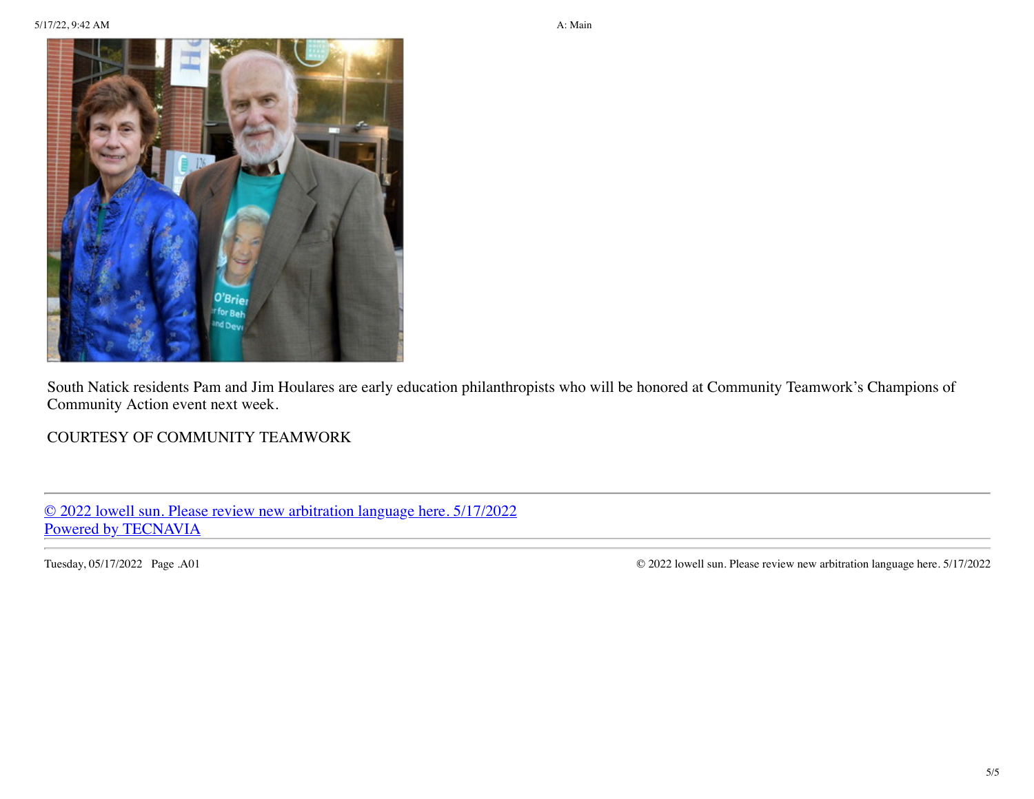South Natick residents Pam and Jim Houlares are early education philanthropists who will be honored at Community Teamwork's Champions of Community Action event next week.

COURTESY OF COMMUNITY TEAMWORK

© 2022 lowell sun. Please review new arbitration language here. 5/17/2022
Powered by TECNAVIA